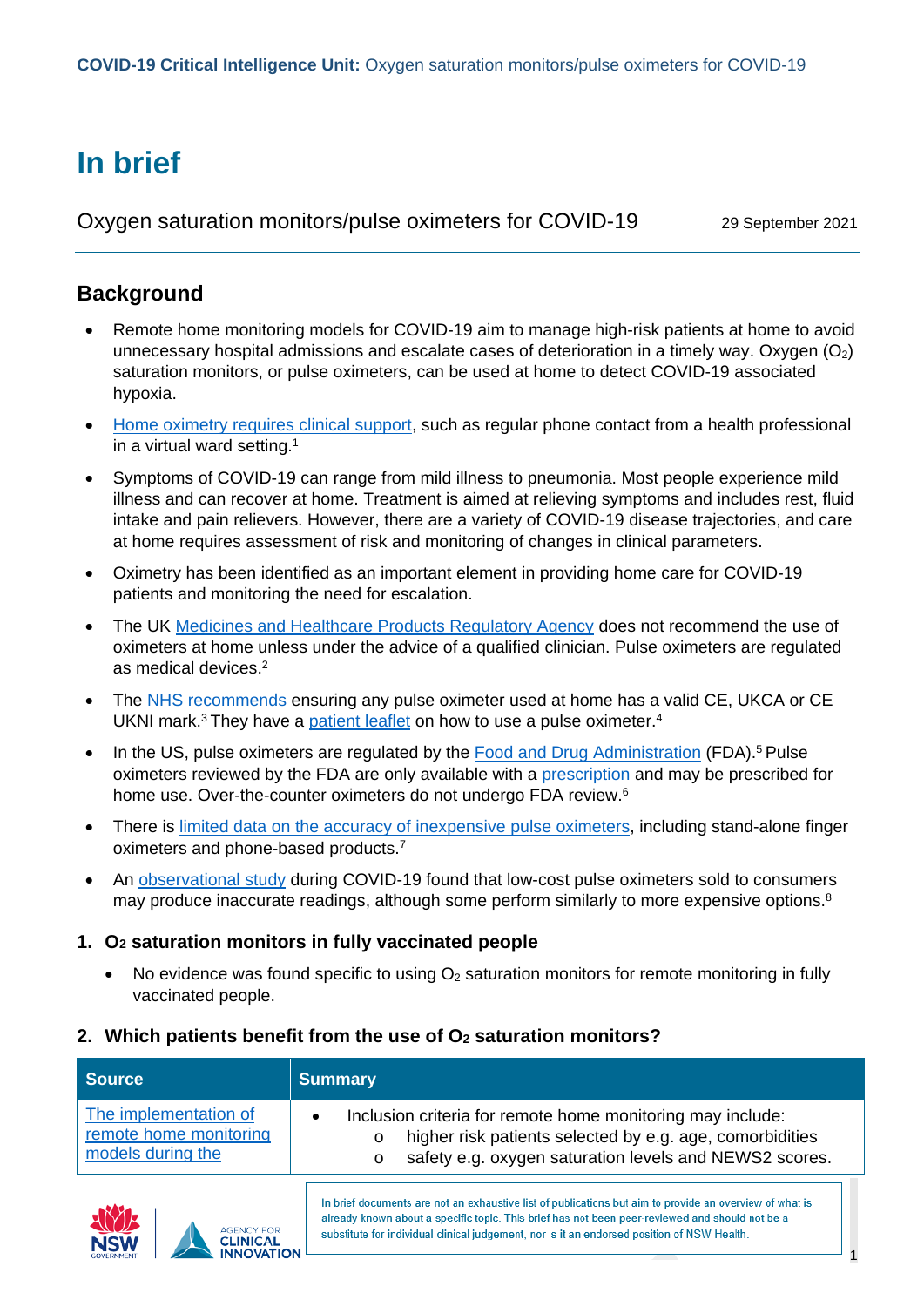# In brief

Oxygen saturation monitors/pulse oximeters for COVID-19

29 September 2021

## Background

- Remote home monitoring models for COVID-19 aim to manage high-risk patients at home to avoid unnecessary hospital admissions and escalate cases of deterioration in a timely way. Oxygen ($O_2$) saturation monitors, or pulse oximeters, can be used at home to detect COVID-19 associated hypoxia.
- Home oximetry requires clinical support, such as regular phone contact from a health professional in a virtual ward setting.[1]
- Symptoms of COVID-19 can range from mild illness to pneumonia. Most people experience mild illness and can recover at home. Treatment is aimed at relieving symptoms and includes rest, fluid intake and pain relievers. However, there are a variety of COVID-19 disease trajectories, and care at home requires assessment of risk and monitoring of changes in clinical parameters.
- Oximetry has been identified as an important element in providing home care for COVID-19 patients and monitoring the need for escalation.
- The UK Medicines and Healthcare Products Regulatory Agency does not recommend the use of oximeters at home unless under the advice of a qualified clinician. Pulse oximeters are regulated as medical devices.[2]
- The NHS recommends ensuring any pulse oximeter used at home has a valid CE, UKCA or CE UKNI mark.[3] They have a patient leaflet on how to use a pulse oximeter.[4]
- In the US, pulse oximeters are regulated by the Food and Drug Administration (FDA).[5] Pulse oximeters reviewed by the FDA are only available with a prescription and may be prescribed for home use. Over-the-counter oximeters do not undergo FDA review.[6]
- There is limited data on the accuracy of inexpensive pulse oximeters, including stand-alone finger oximeters and phone-based products.[7]
- An observational study during COVID-19 found that low-cost pulse oximeters sold to consumers may produce inaccurate readings, although some perform similarly to more expensive options.[8]

### 1. $O_2$ saturation monitors in fully vaccinated people

- No evidence was found specific to using $O_2$ saturation monitors for remote monitoring in fully vaccinated people.

### 2. Which patients benefit from the use of $O_2$ saturation monitors?

| Source | Summary |
| --- | --- |
| The implementation of remote home monitoring models during the | • Inclusion criteria for remote home monitoring may include:<br>o higher risk patients selected by e.g. age, comorbidities<br>o safety e.g. oxygen saturation levels and NEWS2 scores. |

In brief documents are not an exhaustive list of publications but aim to provide an overview of what is already known about a specific topic. This brief has not been peer-reviewed and should not be a substitute for individual clinical judgement, nor is it an endorsed position of NSW Health.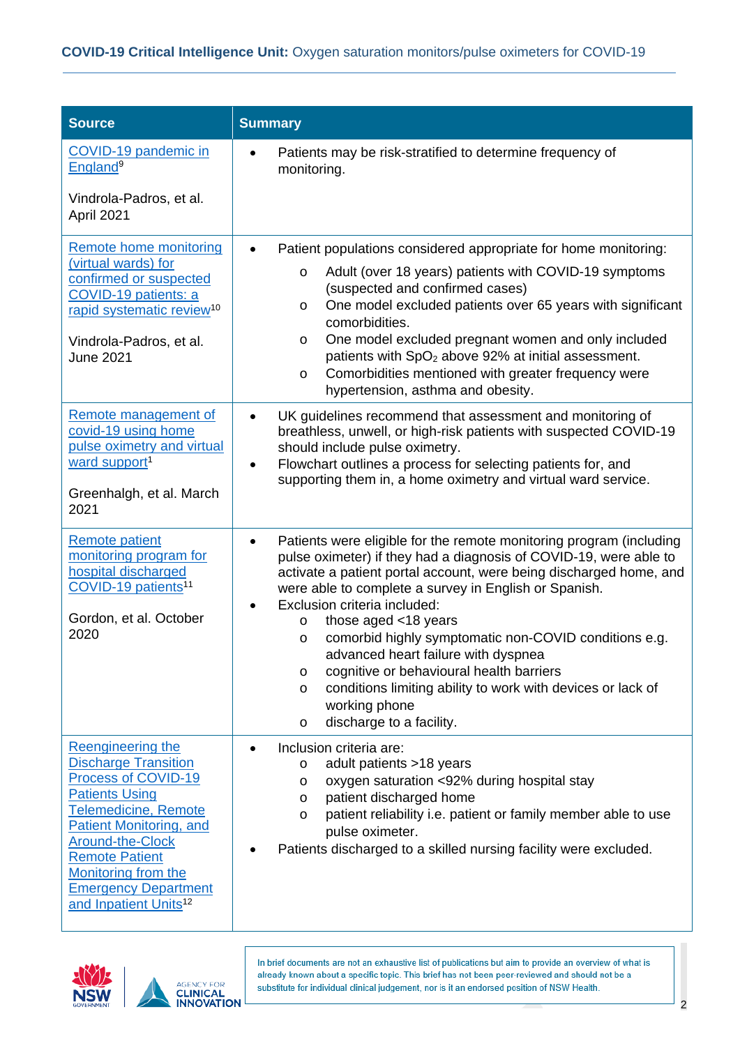| Source | Summary |
|---|---|
| COVID-19 pandemic in England[9]<br><br>Vindrola-Padros, et al. April 2021 | • Patients may be risk-stratified to determine frequency of monitoring. |
| Remote home monitoring (virtual wards) for confirmed or suspected COVID-19 patients: a rapid systematic review[10]<br><br>Vindrola-Padros, et al. June 2021 | • Patient populations considered appropriate for home monitoring:<br>  o Adult (over 18 years) patients with COVID-19 symptoms (suspected and confirmed cases)<br>  o One model excluded patients over 65 years with significant comorbidities.<br>  o One model excluded pregnant women and only included patients with $SpO_2$ above 92% at initial assessment.<br>  o Comorbidities mentioned with greater frequency were hypertension, asthma and obesity. |
| Remote management of covid-19 using home pulse oximetry and virtual ward support[1]<br><br>Greenhalgh, et al. March 2021 | • UK guidelines recommend that assessment and monitoring of breathless, unwell, or high-risk patients with suspected COVID-19 should include pulse oximetry.<br>• Flowchart outlines a process for selecting patients for, and supporting them in, a home oximetry and virtual ward service. |
| Remote patient monitoring program for hospital discharged COVID-19 patients[11]<br><br>Gordon, et al. October 2020 | • Patients were eligible for the remote monitoring program (including pulse oximeter) if they had a diagnosis of COVID-19, were able to activate a patient portal account, were being discharged home, and were able to complete a survey in English or Spanish.<br>• Exclusion criteria included:<br>  o those aged <18 years<br>  o comorbid highly symptomatic non-COVID conditions e.g. advanced heart failure with dyspnea<br>  o cognitive or behavioural health barriers<br>  o conditions limiting ability to work with devices or lack of working phone<br>  o discharge to a facility. |
| Reengineering the Discharge Transition Process of COVID-19 Patients Using Telemedicine, Remote Patient Monitoring, and Around-the-Clock Remote Patient Monitoring from the Emergency Department and Inpatient Units[12] | • Inclusion criteria are:<br>  o adult patients >18 years<br>  o oxygen saturation <92% during hospital stay<br>  o patient discharged home<br>  o patient reliability i.e. patient or family member able to use pulse oximeter.<br>• Patients discharged to a skilled nursing facility were excluded. |

In brief documents are not an exhaustive list of publications but aim to provide an overview of what is already known about a specific topic. This brief has not been peer-reviewed and should not be a substitute for individual clinical judgement, nor is it an endorsed position of NSW Health.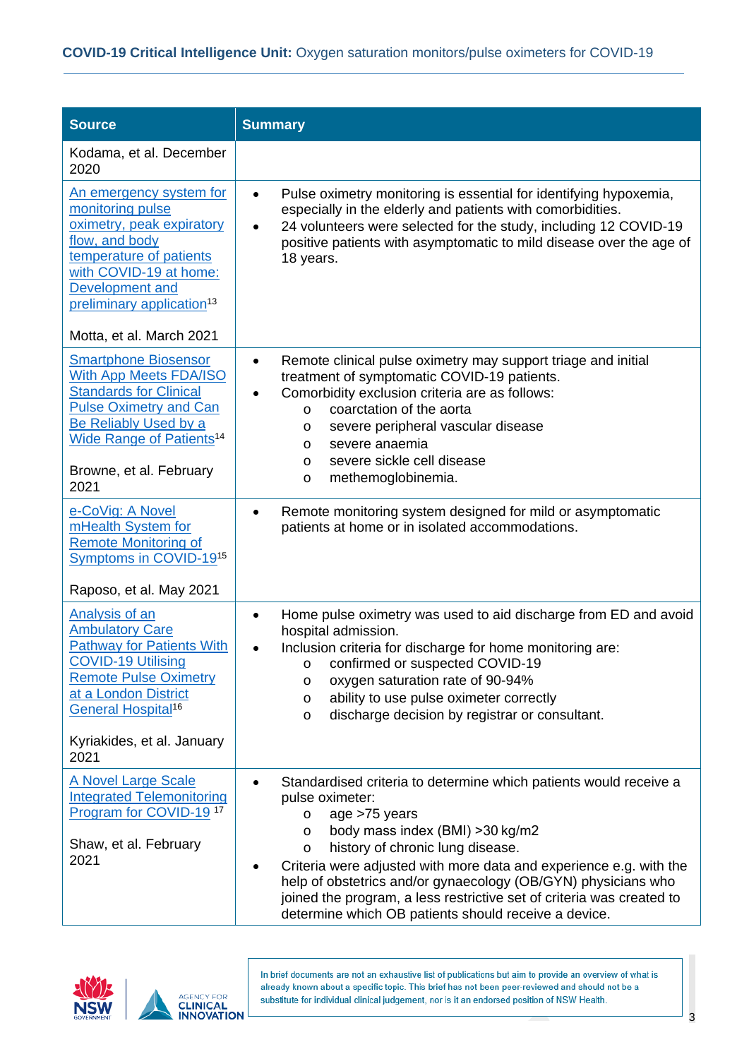| Source | Summary |
|---|---|
| Kodama, et al. December 2020 | |
| [An emergency system for monitoring pulse oximetry, peak expiratory flow, and body temperature of patients with COVID-19 at home: Development and preliminary application][13]<br><br>Motta, et al. March 2021 | • Pulse oximetry monitoring is essential for identifying hypoxemia, especially in the elderly and patients with comorbidities.<br>• 24 volunteers were selected for the study, including 12 COVID-19 positive patients with asymptomatic to mild disease over the age of 18 years. |
| [Smartphone Biosensor With App Meets FDA/ISO Standards for Clinical Pulse Oximetry and Can Be Reliably Used by a Wide Range of Patients][14]<br><br>Browne, et al. February 2021 | • Remote clinical pulse oximetry may support triage and initial treatment of symptomatic COVID-19 patients.<br>• Comorbidity exclusion criteria are as follows:<br>  o coarctation of the aorta<br>  o severe peripheral vascular disease<br>  o severe anaemia<br>  o severe sickle cell disease<br>  o methemoglobinemia. |
| [e-CoVig: A Novel mHealth System for Remote Monitoring of Symptoms in COVID-19][15]<br><br>Raposo, et al. May 2021 | • Remote monitoring system designed for mild or asymptomatic patients at home or in isolated accommodations. |
| [Analysis of an Ambulatory Care Pathway for Patients With COVID-19 Utilising Remote Pulse Oximetry at a London District General Hospital][16]<br><br>Kyriakides, et al. January 2021 | • Home pulse oximetry was used to aid discharge from ED and avoid hospital admission.<br>• Inclusion criteria for discharge for home monitoring are:<br>  o confirmed or suspected COVID-19<br>  o oxygen saturation rate of 90-94%<br>  o ability to use pulse oximeter correctly<br>  o discharge decision by registrar or consultant. |
| [A Novel Large Scale Integrated Telemonitoring Program for COVID-19][17]<br><br>Shaw, et al. February 2021 | • Standardised criteria to determine which patients would receive a pulse oximeter:<br>  o age >75 years<br>  o body mass index (BMI) >30 kg/m2<br>  o history of chronic lung disease.<br>• Criteria were adjusted with more data and experience e.g. with the help of obstetrics and/or gynaecology (OB/GYN) physicians who joined the program, a less restrictive set of criteria was created to determine which OB patients should receive a device. |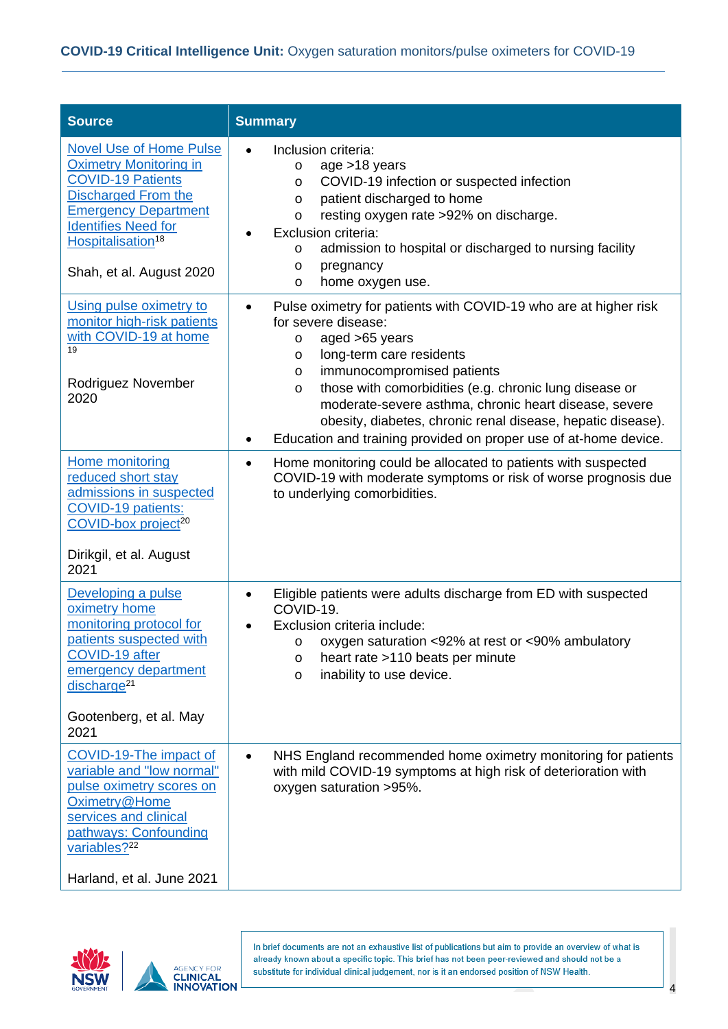| Source | Summary |
|---|---|
| Novel Use of Home Pulse Oximetry Monitoring in COVID-19 Patients Discharged From the Emergency Department Identifies Need for Hospitalisation[18]<br><br>Shah, et al. August 2020 | • Inclusion criteria:<br>  o age >18 years<br>  o COVID-19 infection or suspected infection<br>  o patient discharged to home<br>  o resting oxygen rate >92% on discharge.<br>• Exclusion criteria:<br>  o admission to hospital or discharged to nursing facility<br>  o pregnancy<br>  o home oxygen use. |
| Using pulse oximetry to monitor high-risk patients with COVID-19 at home[19]<br><br>Rodriguez November 2020 | • Pulse oximetry for patients with COVID-19 who are at higher risk for severe disease:<br>  o aged >65 years<br>  o long-term care residents<br>  o immunocompromised patients<br>  o those with comorbidities (e.g. chronic lung disease or moderate-severe asthma, chronic heart disease, severe obesity, diabetes, chronic renal disease, hepatic disease).<br>• Education and training provided on proper use of at-home device. |
| Home monitoring reduced short stay admissions in suspected COVID-19 patients: COVID-box project[20]<br><br>Dirikgil, et al. August 2021 | • Home monitoring could be allocated to patients with suspected COVID-19 with moderate symptoms or risk of worse prognosis due to underlying comorbidities. |
| Developing a pulse oximetry home monitoring protocol for patients suspected with COVID-19 after emergency department discharge[21]<br><br>Gootenberg, et al. May 2021 | • Eligible patients were adults discharge from ED with suspected COVID-19.<br>• Exclusion criteria include:<br>  o oxygen saturation <92% at rest or <90% ambulatory<br>  o heart rate >110 beats per minute<br>  o inability to use device. |
| COVID-19-The impact of variable and "low normal" pulse oximetry scores on Oximetry@Home services and clinical pathways: Confounding variables?[22]<br><br>Harland, et al. June 2021 | • NHS England recommended home oximetry monitoring for patients with mild COVID-19 symptoms at high risk of deterioration with oxygen saturation >95%. |

In brief documents are not an exhaustive list of publications but aim to provide an overview of what is already known about a specific topic. This brief has not been peer-reviewed and should not be a substitute for individual clinical judgement, nor is it an endorsed position of NSW Health.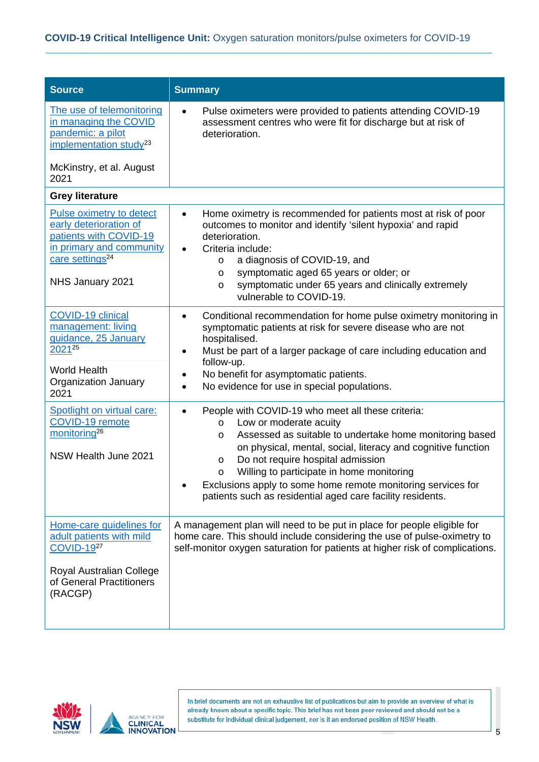| Source | Summary |
|---|---|
| The use of telemonitoring in managing the COVID pandemic: a pilot implementation study[23]<br><br>McKinstry, et al. August 2021 | • Pulse oximeters were provided to patients attending COVID-19 assessment centres who were fit for discharge but at risk of deterioration. |
| **Grey literature** | |
| Pulse oximetry to detect early deterioration of patients with COVID-19 in primary and community care settings[24]<br><br>NHS January 2021 | • Home oximetry is recommended for patients most at risk of poor outcomes to monitor and identify 'silent hypoxia' and rapid deterioration.<br>• Criteria include:<br>  o a diagnosis of COVID-19, and<br>  o symptomatic aged 65 years or older; or<br>  o symptomatic under 65 years and clinically extremely vulnerable to COVID-19. |
| COVID-19 clinical management: living guidance, 25 January 2021[25]<br><br>World Health Organization January 2021 | • Conditional recommendation for home pulse oximetry monitoring in symptomatic patients at risk for severe disease who are not hospitalised.<br>• Must be part of a larger package of care including education and follow-up.<br>• No benefit for asymptomatic patients.<br>• No evidence for use in special populations. |
| Spotlight on virtual care: COVID-19 remote monitoring[26]<br><br>NSW Health June 2021 | • People with COVID-19 who meet all these criteria:<br>  o Low or moderate acuity<br>  o Assessed as suitable to undertake home monitoring based on physical, mental, social, literacy and cognitive function<br>  o Do not require hospital admission<br>  o Willing to participate in home monitoring<br>• Exclusions apply to some home remote monitoring services for patients such as residential aged care facility residents. |
| Home-care guidelines for adult patients with mild COVID-19[27]<br><br>Royal Australian College of General Practitioners (RACGP) | A management plan will need to be put in place for people eligible for home care. This should include considering the use of pulse-oximetry to self-monitor oxygen saturation for patients at higher risk of complications. |

In brief documents are not an exhaustive list of publications but aim to provide an overview of what is already known about a specific topic. This brief has not been peer-reviewed and should not be a substitute for individual clinical judgement, nor is it an endorsed position of NSW Health.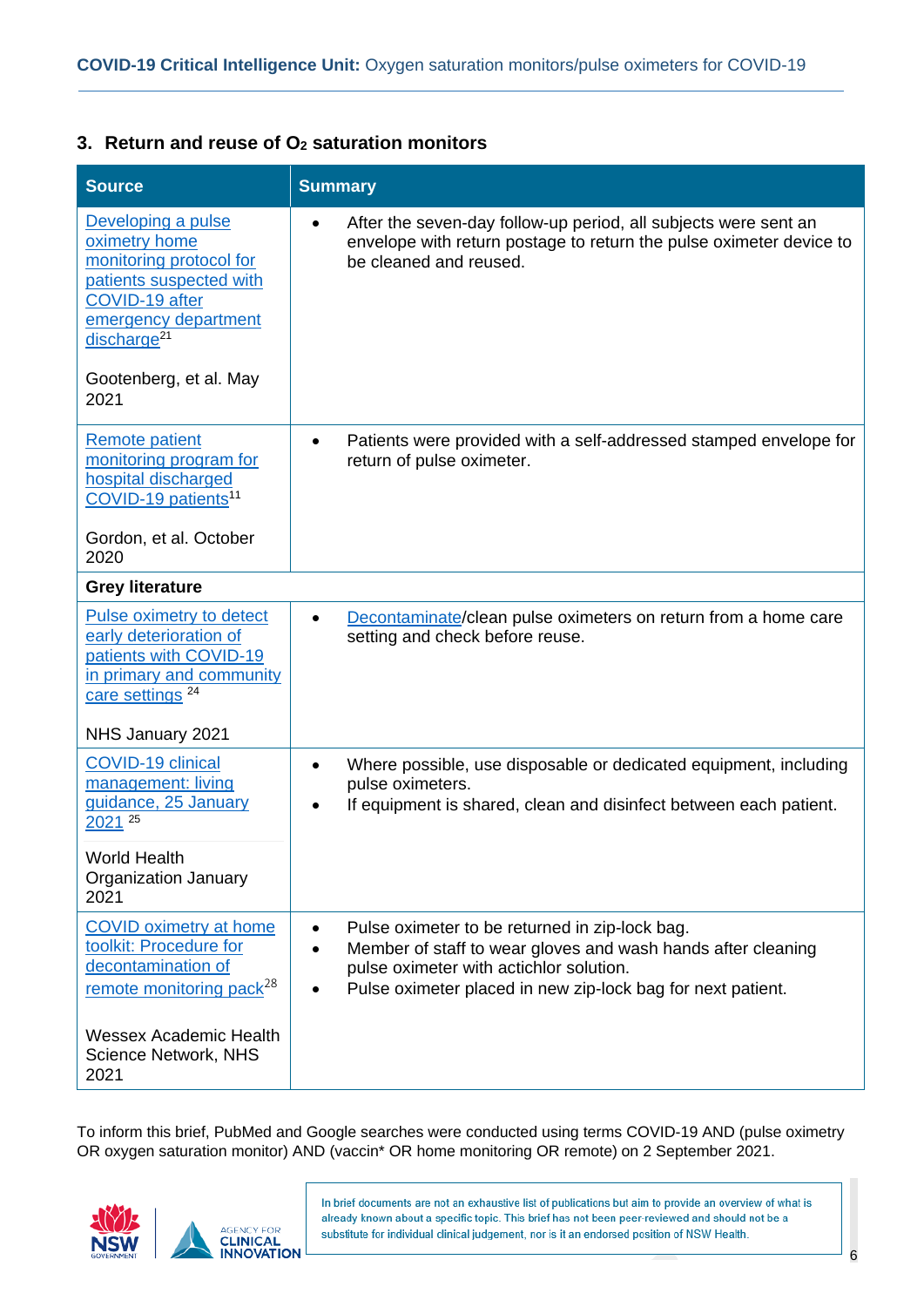## 3. Return and reuse of $O_2$ saturation monitors

| Source | Summary |
|---|---|
| Developing a pulse oximetry home monitoring protocol for patients suspected with COVID-19 after emergency department discharge[21]<br><br>Gootenberg, et al. May 2021 | • After the seven-day follow-up period, all subjects were sent an envelope with return postage to return the pulse oximeter device to be cleaned and reused. |
| Remote patient monitoring program for hospital discharged COVID-19 patients[11]<br><br>Gordon, et al. October 2020 | • Patients were provided with a self-addressed stamped envelope for return of pulse oximeter. |
| **Grey literature** | |
| Pulse oximetry to detect early deterioration of patients with COVID-19 in primary and community care settings [24]<br><br>NHS January 2021 | • Decontaminate/clean pulse oximeters on return from a home care setting and check before reuse. |
| COVID-19 clinical management: living guidance, 25 January 2021 [25]<br><br>World Health Organization January 2021 | • Where possible, use disposable or dedicated equipment, including pulse oximeters.<br>• If equipment is shared, clean and disinfect between each patient. |
| COVID oximetry at home toolkit: Procedure for decontamination of remote monitoring pack[28]<br><br>Wessex Academic Health Science Network, NHS 2021 | • Pulse oximeter to be returned in zip-lock bag.<br>• Member of staff to wear gloves and wash hands after cleaning pulse oximeter with actichlor solution.<br>• Pulse oximeter placed in new zip-lock bag for next patient. |

To inform this brief, PubMed and Google searches were conducted using terms COVID-19 AND (pulse oximetry OR oxygen saturation monitor) AND (vaccin* OR home monitoring OR remote) on 2 September 2021.

In brief documents are not an exhaustive list of publications but aim to provide an overview of what is already known about a specific topic. This brief has not been peer-reviewed and should not be a substitute for individual clinical judgement, nor is it an endorsed position of NSW Health.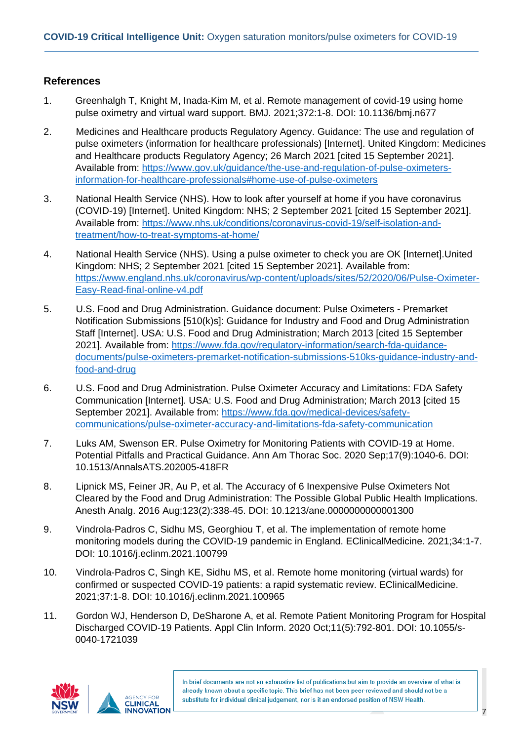## References

1. Greenhalgh T, Knight M, Inada-Kim M, et al. Remote management of covid-19 using home pulse oximetry and virtual ward support. BMJ. 2021;372:1-8. DOI: 10.1136/bmj.n677

2. Medicines and Healthcare products Regulatory Agency. Guidance: The use and regulation of pulse oximeters (information for healthcare professionals) [Internet]. United Kingdom: Medicines and Healthcare products Regulatory Agency; 26 March 2021 [cited 15 September 2021]. Available from: https://www.gov.uk/guidance/the-use-and-regulation-of-pulse-oximeters-information-for-healthcare-professionals#home-use-of-pulse-oximeters

3. National Health Service (NHS). How to look after yourself at home if you have coronavirus (COVID-19) [Internet]. United Kingdom: NHS; 2 September 2021 [cited 15 September 2021]. Available from: https://www.nhs.uk/conditions/coronavirus-covid-19/self-isolation-and-treatment/how-to-treat-symptoms-at-home/

4. National Health Service (NHS). Using a pulse oximeter to check you are OK [Internet].United Kingdom: NHS; 2 September 2021 [cited 15 September 2021]. Available from: https://www.england.nhs.uk/coronavirus/wp-content/uploads/sites/52/2020/06/Pulse-Oximeter-Easy-Read-final-online-v4.pdf

5. U.S. Food and Drug Administration. Guidance document: Pulse Oximeters - Premarket Notification Submissions [510(k)s]: Guidance for Industry and Food and Drug Administration Staff [Internet]. USA: U.S. Food and Drug Administration; March 2013 [cited 15 September 2021]. Available from: https://www.fda.gov/regulatory-information/search-fda-guidance-documents/pulse-oximeters-premarket-notification-submissions-510ks-guidance-industry-and-food-and-drug

6. U.S. Food and Drug Administration. Pulse Oximeter Accuracy and Limitations: FDA Safety Communication [Internet]. USA: U.S. Food and Drug Administration; March 2013 [cited 15 September 2021]. Available from: https://www.fda.gov/medical-devices/safety-communications/pulse-oximeter-accuracy-and-limitations-fda-safety-communication

7. Luks AM, Swenson ER. Pulse Oximetry for Monitoring Patients with COVID-19 at Home. Potential Pitfalls and Practical Guidance. Ann Am Thorac Soc. 2020 Sep;17(9):1040-6. DOI: 10.1513/AnnalsATS.202005-418FR

8. Lipnick MS, Feiner JR, Au P, et al. The Accuracy of 6 Inexpensive Pulse Oximeters Not Cleared by the Food and Drug Administration: The Possible Global Public Health Implications. Anesth Analg. 2016 Aug;123(2):338-45. DOI: 10.1213/ane.0000000000001300

9. Vindrola-Padros C, Sidhu MS, Georghiou T, et al. The implementation of remote home monitoring models during the COVID-19 pandemic in England. EClinicalMedicine. 2021;34:1-7. DOI: 10.1016/j.eclinm.2021.100799

10. Vindrola-Padros C, Singh KE, Sidhu MS, et al. Remote home monitoring (virtual wards) for confirmed or suspected COVID-19 patients: a rapid systematic review. EClinicalMedicine. 2021;37:1-8. DOI: 10.1016/j.eclinm.2021.100965

11. Gordon WJ, Henderson D, DeSharone A, et al. Remote Patient Monitoring Program for Hospital Discharged COVID-19 Patients. Appl Clin Inform. 2020 Oct;11(5):792-801. DOI: 10.1055/s-0040-1721039

In brief documents are not an exhaustive list of publications but aim to provide an overview of what is already known about a specific topic. This brief has not been peer-reviewed and should not be a substitute for individual clinical judgement, nor is it an endorsed position of NSW Health.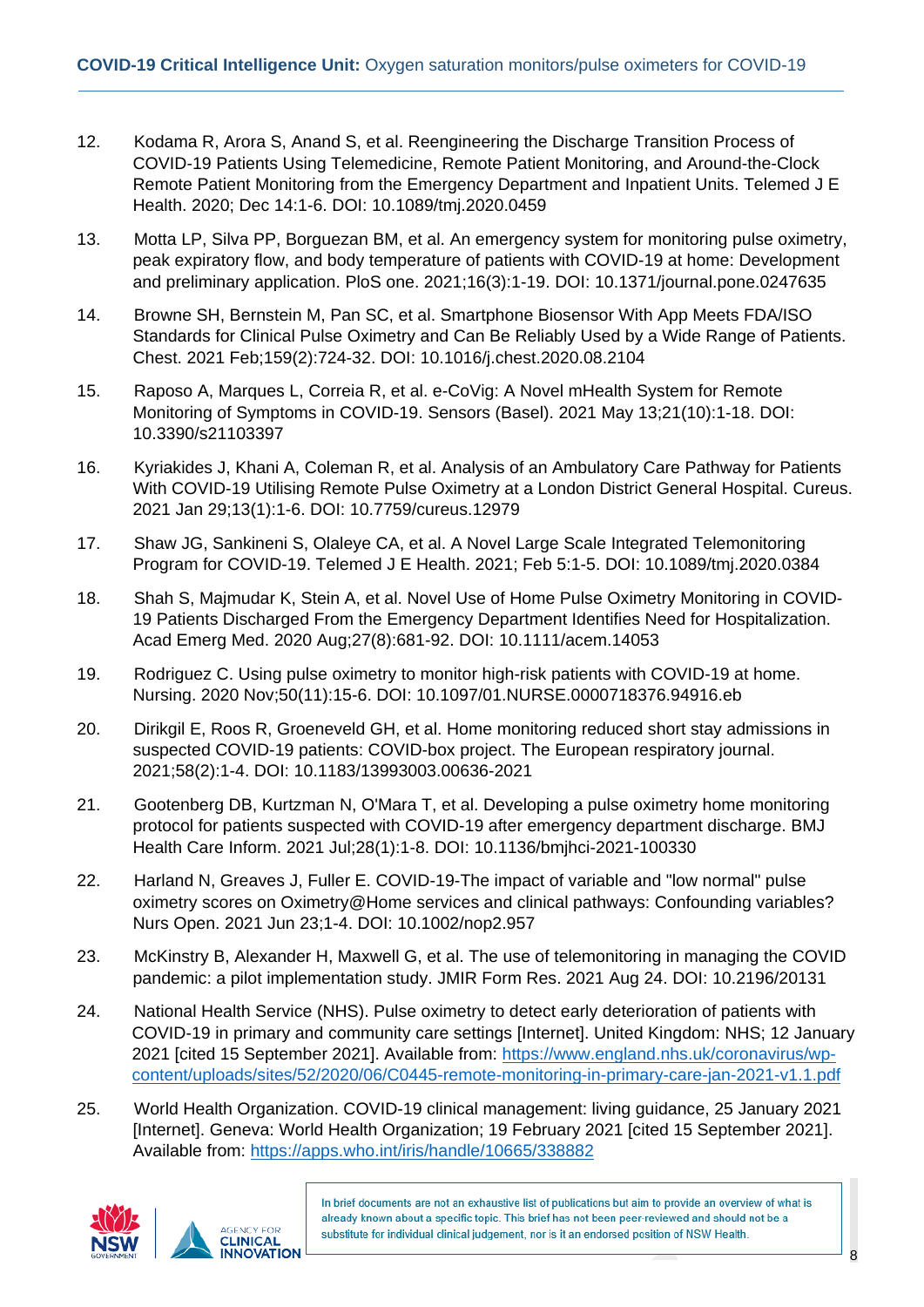12. Kodama R, Arora S, Anand S, et al. Reengineering the Discharge Transition Process of COVID-19 Patients Using Telemedicine, Remote Patient Monitoring, and Around-the-Clock Remote Patient Monitoring from the Emergency Department and Inpatient Units. Telemed J E Health. 2020; Dec 14:1-6. DOI: 10.1089/tmj.2020.0459

13. Motta LP, Silva PP, Borguezan BM, et al. An emergency system for monitoring pulse oximetry, peak expiratory flow, and body temperature of patients with COVID-19 at home: Development and preliminary application. PloS one. 2021;16(3):1-19. DOI: 10.1371/journal.pone.0247635

14. Browne SH, Bernstein M, Pan SC, et al. Smartphone Biosensor With App Meets FDA/ISO Standards for Clinical Pulse Oximetry and Can Be Reliably Used by a Wide Range of Patients. Chest. 2021 Feb;159(2):724-32. DOI: 10.1016/j.chest.2020.08.2104

15. Raposo A, Marques L, Correia R, et al. e-CoVig: A Novel mHealth System for Remote Monitoring of Symptoms in COVID-19. Sensors (Basel). 2021 May 13;21(10):1-18. DOI: 10.3390/s21103397

16. Kyriakides J, Khani A, Coleman R, et al. Analysis of an Ambulatory Care Pathway for Patients With COVID-19 Utilising Remote Pulse Oximetry at a London District General Hospital. Cureus. 2021 Jan 29;13(1):1-6. DOI: 10.7759/cureus.12979

17. Shaw JG, Sankineni S, Olaleye CA, et al. A Novel Large Scale Integrated Telemonitoring Program for COVID-19. Telemed J E Health. 2021; Feb 5:1-5. DOI: 10.1089/tmj.2020.0384

18. Shah S, Majmudar K, Stein A, et al. Novel Use of Home Pulse Oximetry Monitoring in COVID-19 Patients Discharged From the Emergency Department Identifies Need for Hospitalization. Acad Emerg Med. 2020 Aug;27(8):681-92. DOI: 10.1111/acem.14053

19. Rodriguez C. Using pulse oximetry to monitor high-risk patients with COVID-19 at home. Nursing. 2020 Nov;50(11):15-6. DOI: 10.1097/01.NURSE.0000718376.94916.eb

20. Dirikgil E, Roos R, Groeneveld GH, et al. Home monitoring reduced short stay admissions in suspected COVID-19 patients: COVID-box project. The European respiratory journal. 2021;58(2):1-4. DOI: 10.1183/13993003.00636-2021

21. Gootenberg DB, Kurtzman N, O'Mara T, et al. Developing a pulse oximetry home monitoring protocol for patients suspected with COVID-19 after emergency department discharge. BMJ Health Care Inform. 2021 Jul;28(1):1-8. DOI: 10.1136/bmjhci-2021-100330

22. Harland N, Greaves J, Fuller E. COVID-19-The impact of variable and "low normal" pulse oximetry scores on Oximetry@Home services and clinical pathways: Confounding variables? Nurs Open. 2021 Jun 23;1-4. DOI: 10.1002/nop2.957

23. McKinstry B, Alexander H, Maxwell G, et al. The use of telemonitoring in managing the COVID pandemic: a pilot implementation study. JMIR Form Res. 2021 Aug 24. DOI: 10.2196/20131

24. National Health Service (NHS). Pulse oximetry to detect early deterioration of patients with COVID-19 in primary and community care settings [Internet]. United Kingdom: NHS; 12 January 2021 [cited 15 September 2021]. Available from: https://www.england.nhs.uk/coronavirus/wp-content/uploads/sites/52/2020/06/C0445-remote-monitoring-in-primary-care-jan-2021-v1.1.pdf

25. World Health Organization. COVID-19 clinical management: living guidance, 25 January 2021 [Internet]. Geneva: World Health Organization; 19 February 2021 [cited 15 September 2021]. Available from: https://apps.who.int/iris/handle/10665/338882

In brief documents are not an exhaustive list of publications but aim to provide an overview of what is already known about a specific topic. This brief has not been peer-reviewed and should not be a substitute for individual clinical judgement, nor is it an endorsed position of NSW Health.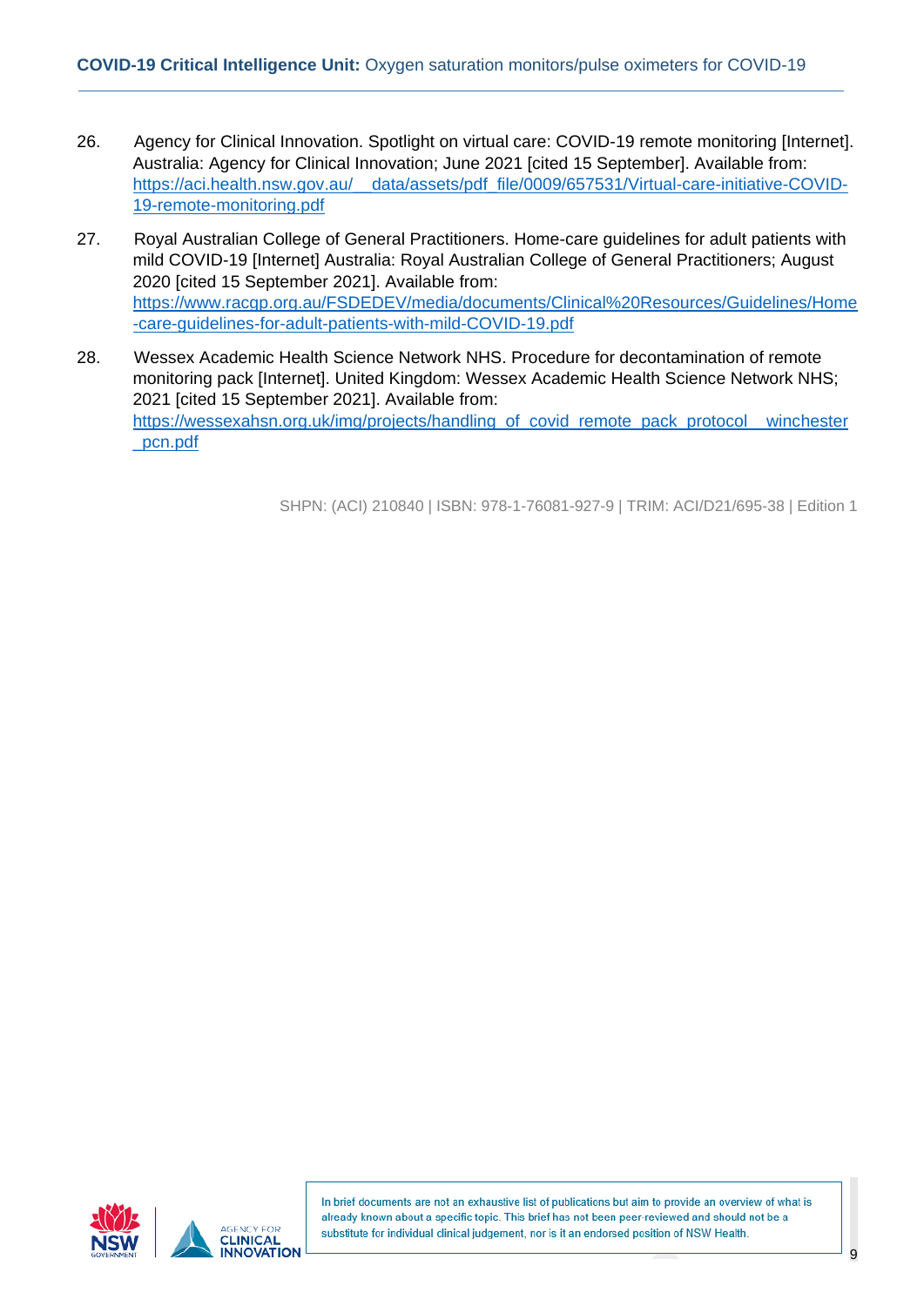26. Agency for Clinical Innovation. Spotlight on virtual care: COVID-19 remote monitoring [Internet]. Australia: Agency for Clinical Innovation; June 2021 [cited 15 September]. Available from: https://aci.health.nsw.gov.au/__data/assets/pdf_file/0009/657531/Virtual-care-initiative-COVID-19-remote-monitoring.pdf

27. Royal Australian College of General Practitioners. Home-care guidelines for adult patients with mild COVID-19 [Internet] Australia: Royal Australian College of General Practitioners; August 2020 [cited 15 September 2021]. Available from: https://www.racgp.org.au/FSDEDEV/media/documents/Clinical%20Resources/Guidelines/Home-care-guidelines-for-adult-patients-with-mild-COVID-19.pdf

28. Wessex Academic Health Science Network NHS. Procedure for decontamination of remote monitoring pack [Internet]. United Kingdom: Wessex Academic Health Science Network NHS; 2021 [cited 15 September 2021]. Available from: https://wessexahsn.org.uk/img/projects/handling_of_covid_remote_pack_protocol__winchester_pcn.pdf

SHPN: (ACI) 210840 | ISBN: 978-1-76081-927-9 | TRIM: ACI/D21/695-38 | Edition 1

In brief documents are not an exhaustive list of publications but aim to provide an overview of what is already known about a specific topic. This brief has not been peer-reviewed and should not be a substitute for individual clinical judgement, nor is it an endorsed position of NSW Health.